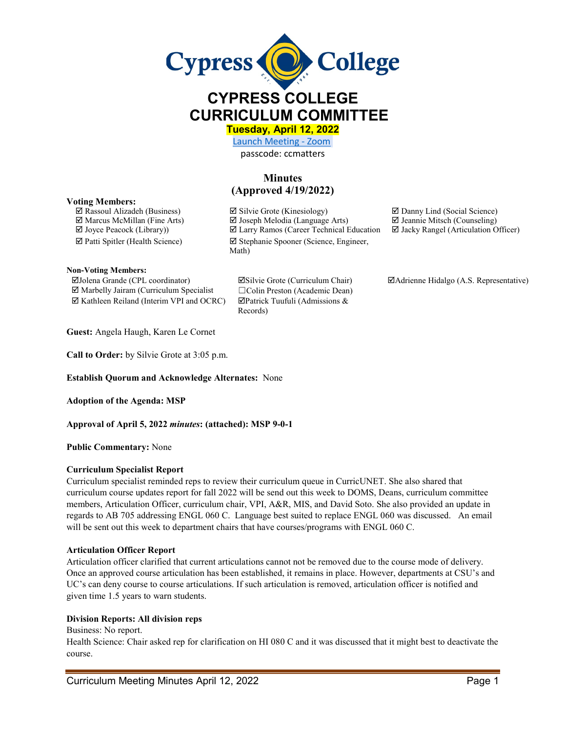# CYPRESS COLLEGE
# CURRICULUM COMMITTEE

**Tuesday, April 12, 2022**

Launch Meeting - Zoom

passcode: ccmatters

## Minutes
## (Approved 4/19/2022)

**Voting Members:**

- ☑ Rassoul Alizadeh (Business)
- ☑ Marcus McMillan (Fine Arts)
- ☑ Joyce Peacock (Library))
- ☑ Patti Spitler (Health Science)
- ☑ Silvie Grote (Kinesiology)
- ☑ Joseph Melodia (Language Arts)
- ☑ Larry Ramos (Career Technical Education
- ☑ Stephanie Spooner (Science, Engineer, Math)
- ☑ Danny Lind (Social Science)
- ☑ Jeannie Mitsch (Counseling)
- ☑ Jacky Rangel (Articulation Officer)

**Non-Voting Members:**

- ☑Jolena Grande (CPL coordinator)
- ☑ Marbelly Jairam (Curriculum Specialist
- ☑ Kathleen Reiland (Interim VPI and OCRC)
- ☑Silvie Grote (Curriculum Chair)
- ☐Colin Preston (Academic Dean)
- ☑Patrick Tuufuli (Admissions & Records)
- ☑Adrienne Hidalgo (A.S. Representative)

**Guest:** Angela Haugh, Karen Le Cornet

**Call to Order:** by Silvie Grote at 3:05 p.m.

**Establish Quorum and Acknowledge Alternates:** None

**Adoption of the Agenda: MSP**

**Approval of April 5, 2022 *minutes*: (attached): MSP 9-0-1**

**Public Commentary:** None

**Curriculum Specialist Report**

Curriculum specialist reminded reps to review their curriculum queue in CurricUNET. She also shared that curriculum course updates report for fall 2022 will be send out this week to DOMS, Deans, curriculum committee members, Articulation Officer, curriculum chair, VPI, A&R, MIS, and David Soto. She also provided an update in regards to AB 705 addressing ENGL 060 C. Language best suited to replace ENGL 060 was discussed. An email will be sent out this week to department chairs that have courses/programs with ENGL 060 C.

**Articulation Officer Report**

Articulation officer clarified that current articulations cannot not be removed due to the course mode of delivery. Once an approved course articulation has been established, it remains in place. However, departments at CSU's and UC's can deny course to course articulations. If such articulation is removed, articulation officer is notified and given time 1.5 years to warn students.

**Division Reports: All division reps**

Business: No report.

Health Science: Chair asked rep for clarification on HI 080 C and it was discussed that it might best to deactivate the course.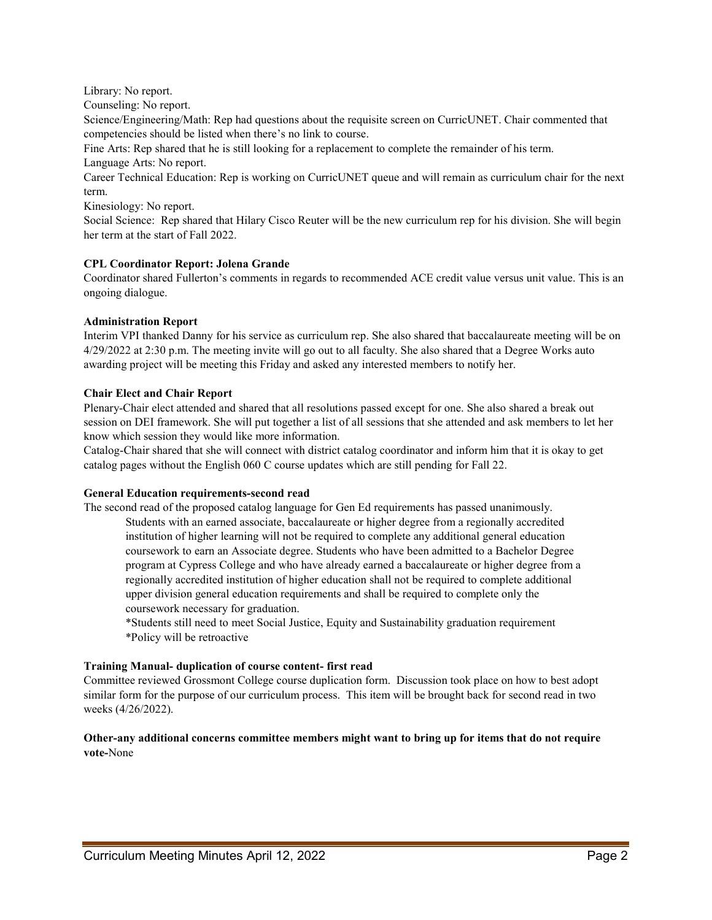Library: No report.

Counseling: No report.

Science/Engineering/Math: Rep had questions about the requisite screen on CurricUNET. Chair commented that competencies should be listed when there's no link to course.

Fine Arts: Rep shared that he is still looking for a replacement to complete the remainder of his term.

Language Arts: No report.

Career Technical Education: Rep is working on CurricUNET queue and will remain as curriculum chair for the next term.

Kinesiology: No report.

Social Science: Rep shared that Hilary Cisco Reuter will be the new curriculum rep for his division. She will begin her term at the start of Fall 2022.

**CPL Coordinator Report: Jolena Grande**

Coordinator shared Fullerton's comments in regards to recommended ACE credit value versus unit value. This is an ongoing dialogue.

**Administration Report**

Interim VPI thanked Danny for his service as curriculum rep. She also shared that baccalaureate meeting will be on 4/29/2022 at 2:30 p.m. The meeting invite will go out to all faculty. She also shared that a Degree Works auto awarding project will be meeting this Friday and asked any interested members to notify her.

**Chair Elect and Chair Report**

Plenary-Chair elect attended and shared that all resolutions passed except for one. She also shared a break out session on DEI framework. She will put together a list of all sessions that she attended and ask members to let her know which session they would like more information.

Catalog-Chair shared that she will connect with district catalog coordinator and inform him that it is okay to get catalog pages without the English 060 C course updates which are still pending for Fall 22.

**General Education requirements-second read**

The second read of the proposed catalog language for Gen Ed requirements has passed unanimously.

> Students with an earned associate, baccalaureate or higher degree from a regionally accredited institution of higher learning will not be required to complete any additional general education coursework to earn an Associate degree. Students who have been admitted to a Bachelor Degree program at Cypress College and who have already earned a baccalaureate or higher degree from a regionally accredited institution of higher education shall not be required to complete additional upper division general education requirements and shall be required to complete only the coursework necessary for graduation.
>
> *Students still need to meet Social Justice, Equity and Sustainability graduation requirement
>
> *Policy will be retroactive

**Training Manual- duplication of course content- first read**

Committee reviewed Grossmont College course duplication form. Discussion took place on how to best adopt similar form for the purpose of our curriculum process. This item will be brought back for second read in two weeks (4/26/2022).

**Other-any additional concerns committee members might want to bring up for items that do not require vote-**None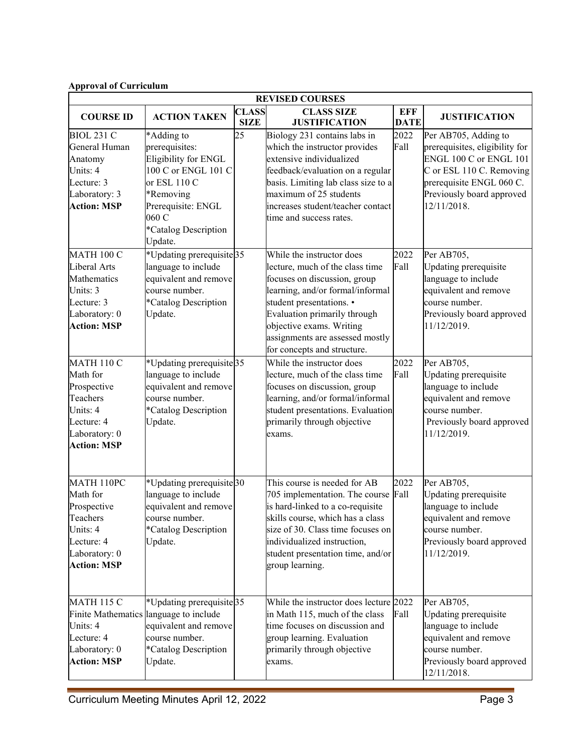**Approval of Curriculum**

| REVISED COURSES | | | | | |
|---|---|---|---|---|---|
| **COURSE ID** | **ACTION TAKEN** | **CLASS SIZE** | **CLASS SIZE JUSTIFICATION** | **EFF DATE** | **JUSTIFICATION** |
| BIOL 231 C<br>General Human Anatomy<br>Units: 4<br>Lecture: 3<br>Laboratory: 3<br>**Action: MSP** | *Adding to prerequisites: Eligibility for ENGL 100 C or ENGL 101 C or ESL 110 C<br>*Removing Prerequisite: ENGL 060 C<br>*Catalog Description Update. | 25 | Biology 231 contains labs in which the instructor provides extensive individualized feedback/evaluation on a regular basis. Limiting lab class size to a maximum of 25 students increases student/teacher contact time and success rates. | 2022 Fall | Per AB705, Adding to prerequisites, eligibility for ENGL 100 C or ENGL 101 C or ESL 110 C. Removing prerequisite ENGL 060 C. Previously board approved 12/11/2018. |
| MATH 100 C<br>Liberal Arts Mathematics<br>Units: 3<br>Lecture: 3<br>Laboratory: 0<br>**Action: MSP** | *Updating prerequisite language to include equivalent and remove course number.<br>*Catalog Description Update. | 35 | While the instructor does lecture, much of the class time focuses on discussion, group learning, and/or formal/informal student presentations. • Evaluation primarily through objective exams. Writing assignments are assessed mostly for concepts and structure. | 2022 Fall | Per AB705, Updating prerequisite language to include equivalent and remove course number. Previously board approved 11/12/2019. |
| MATH 110 C<br>Math for Prospective Teachers<br>Units: 4<br>Lecture: 4<br>Laboratory: 0<br>**Action: MSP** | *Updating prerequisite language to include equivalent and remove course number.<br>*Catalog Description Update. | 35 | While the instructor does lecture, much of the class time focuses on discussion, group learning, and/or formal/informal student presentations. Evaluation primarily through objective exams. | 2022 Fall | Per AB705, Updating prerequisite language to include equivalent and remove course number. Previously board approved 11/12/2019. |
| MATH 110PC<br>Math for Prospective Teachers<br>Units: 4<br>Lecture: 4<br>Laboratory: 0<br>**Action: MSP** | *Updating prerequisite language to include equivalent and remove course number.<br>*Catalog Description Update. | 30 | This course is needed for AB 705 implementation. The course is hard-linked to a co-requisite skills course, which has a class size of 30. Class time focuses on individualized instruction, student presentation time, and/or group learning. | 2022 Fall | Per AB705, Updating prerequisite language to include equivalent and remove course number. Previously board approved 11/12/2019. |
| MATH 115 C<br>Finite Mathematics<br>Units: 4<br>Lecture: 4<br>Laboratory: 0<br>**Action: MSP** | *Updating prerequisite language to include equivalent and remove course number.<br>*Catalog Description Update. | 35 | While the instructor does lecture in Math 115, much of the class time focuses on discussion and group learning. Evaluation primarily through objective exams. | 2022 Fall | Per AB705, Updating prerequisite language to include equivalent and remove course number. Previously board approved 12/11/2018. |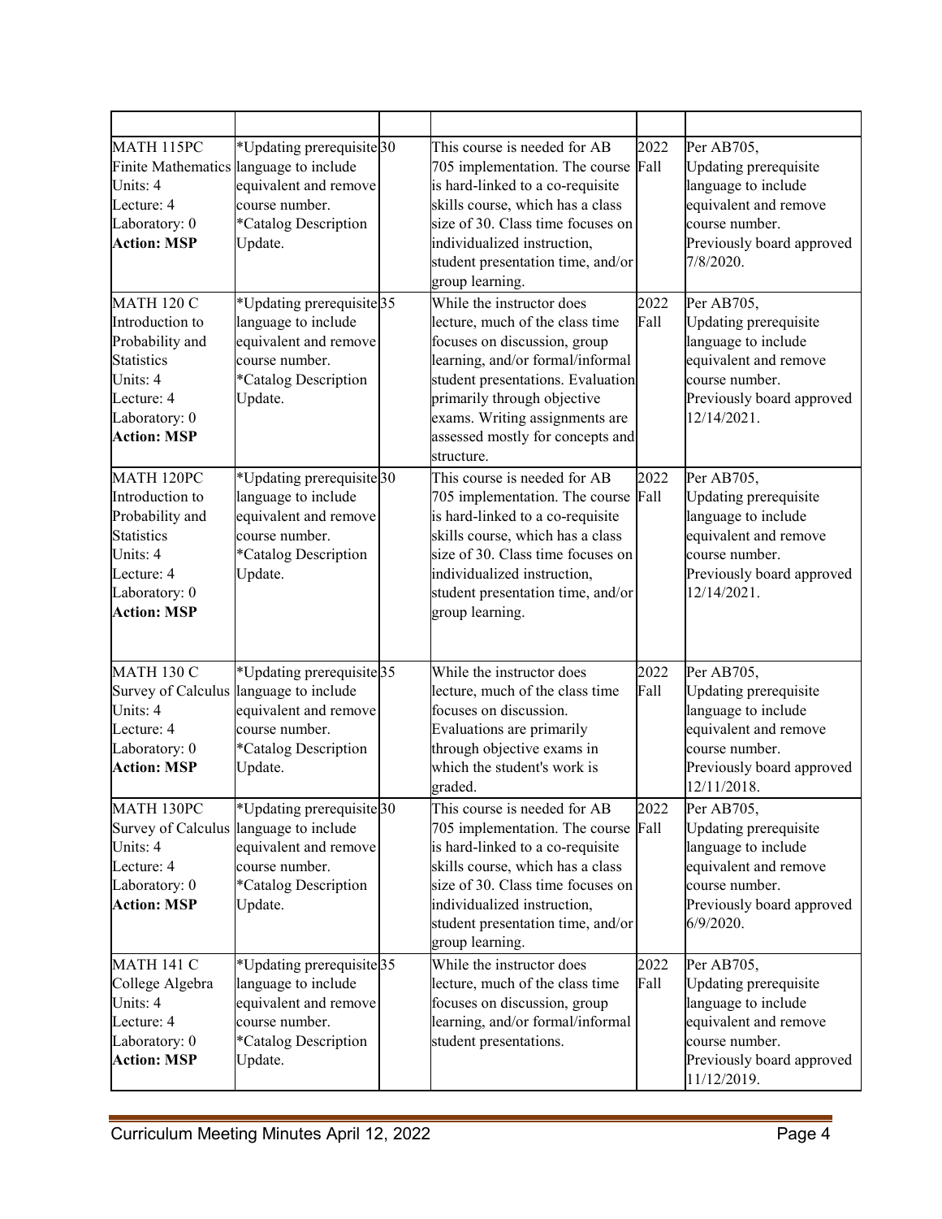| | | | | | |
|---|---|---|---|---|---|
| MATH 115PC Finite Mathematics Units: 4 Lecture: 4 Laboratory: 0 **Action: MSP** | *Updating prerequisite language to include equivalent and remove course number. *Catalog Description Update. | 30 | This course is needed for AB 705 implementation. The course is hard-linked to a co-requisite skills course, which has a class size of 30. Class time focuses on individualized instruction, student presentation time, and/or group learning. | 2022 Fall | Per AB705, Updating prerequisite language to include equivalent and remove course number. Previously board approved 7/8/2020. |
| MATH 120 C Introduction to Probability and Statistics Units: 4 Lecture: 4 Laboratory: 0 **Action: MSP** | *Updating prerequisite language to include equivalent and remove course number. *Catalog Description Update. | 35 | While the instructor does lecture, much of the class time focuses on discussion, group learning, and/or formal/informal student presentations. Evaluation primarily through objective exams. Writing assignments are assessed mostly for concepts and structure. | 2022 Fall | Per AB705, Updating prerequisite language to include equivalent and remove course number. Previously board approved 12/14/2021. |
| MATH 120PC Introduction to Probability and Statistics Units: 4 Lecture: 4 Laboratory: 0 **Action: MSP** | *Updating prerequisite language to include equivalent and remove course number. *Catalog Description Update. | 30 | This course is needed for AB 705 implementation. The course is hard-linked to a co-requisite skills course, which has a class size of 30. Class time focuses on individualized instruction, student presentation time, and/or group learning. | 2022 Fall | Per AB705, Updating prerequisite language to include equivalent and remove course number. Previously board approved 12/14/2021. |
| MATH 130 C Survey of Calculus Units: 4 Lecture: 4 Laboratory: 0 **Action: MSP** | *Updating prerequisite language to include equivalent and remove course number. *Catalog Description Update. | 35 | While the instructor does lecture, much of the class time focuses on discussion. Evaluations are primarily through objective exams in which the student's work is graded. | 2022 Fall | Per AB705, Updating prerequisite language to include equivalent and remove course number. Previously board approved 12/11/2018. |
| MATH 130PC Survey of Calculus Units: 4 Lecture: 4 Laboratory: 0 **Action: MSP** | *Updating prerequisite language to include equivalent and remove course number. *Catalog Description Update. | 30 | This course is needed for AB 705 implementation. The course is hard-linked to a co-requisite skills course, which has a class size of 30. Class time focuses on individualized instruction, student presentation time, and/or group learning. | 2022 Fall | Per AB705, Updating prerequisite language to include equivalent and remove course number. Previously board approved 6/9/2020. |
| MATH 141 C College Algebra Units: 4 Lecture: 4 Laboratory: 0 **Action: MSP** | *Updating prerequisite language to include equivalent and remove course number. *Catalog Description Update. | 35 | While the instructor does lecture, much of the class time focuses on discussion, group learning, and/or formal/informal student presentations. | 2022 Fall | Per AB705, Updating prerequisite language to include equivalent and remove course number. Previously board approved 11/12/2019. |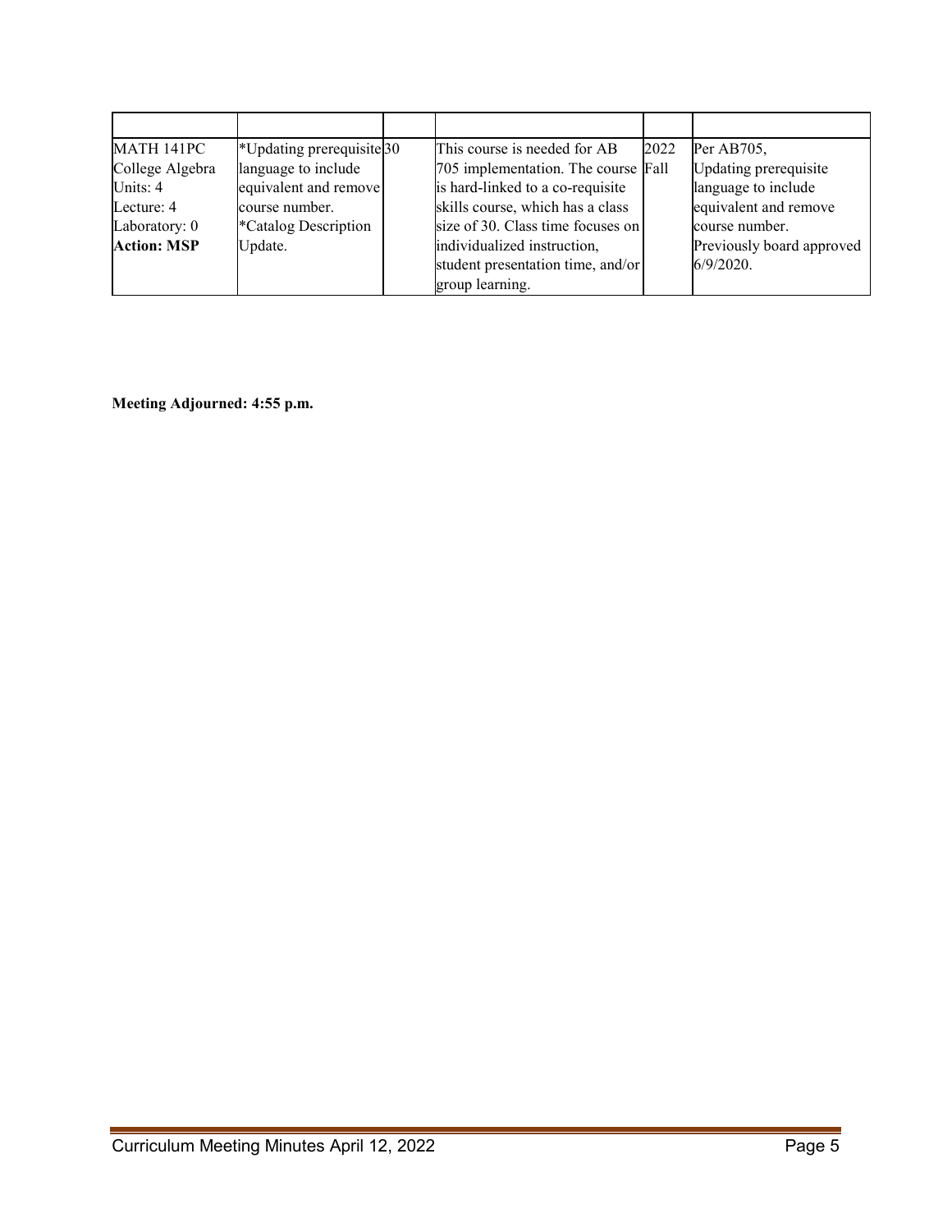| | | | | | |
|---|---|---|---|---|---|
| MATH 141PC<br>College Algebra<br>Units: 4<br>Lecture: 4<br>Laboratory: 0<br>**Action: MSP** | *Updating prerequisite language to include equivalent and remove course number.<br>*Catalog Description Update. | 30 | This course is needed for AB 705 implementation. The course is hard-linked to a co-requisite skills course, which has a class size of 30. Class time focuses on individualized instruction, student presentation time, and/or group learning. | 2022 Fall | Per AB705, Updating prerequisite language to include equivalent and remove course number. Previously board approved 6/9/2020. |

**Meeting Adjourned: 4:55 p.m.**